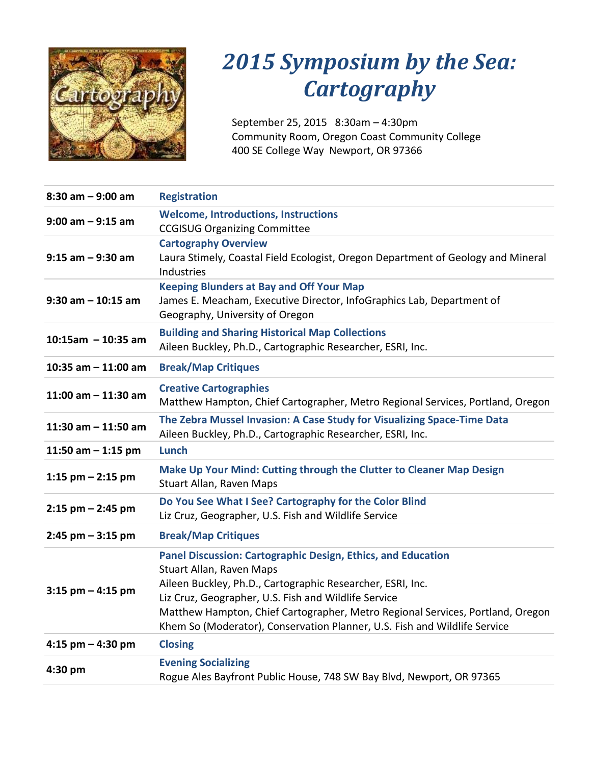# *2015 Symposium by the Sea: Cartography*

September 25, 2015 8:30am – 4:30pm
Community Room, Oregon Coast Community College
400 SE College Way Newport, OR 97366

| | |
|---|---|
| **8:30 am – 9:00 am** | **Registration** |
| **9:00 am – 9:15 am** | **Welcome, Introductions, Instructions**<br>CCGISUG Organizing Committee |
| **9:15 am – 9:30 am** | **Cartography Overview**<br>Laura Stimely, Coastal Field Ecologist, Oregon Department of Geology and Mineral Industries |
| **9:30 am – 10:15 am** | **Keeping Blunders at Bay and Off Your Map**<br>James E. Meacham, Executive Director, InfoGraphics Lab, Department of Geography, University of Oregon |
| **10:15am – 10:35 am** | **Building and Sharing Historical Map Collections**<br>Aileen Buckley, Ph.D., Cartographic Researcher, ESRI, Inc. |
| **10:35 am – 11:00 am** | **Break/Map Critiques** |
| **11:00 am – 11:30 am** | **Creative Cartographies**<br>Matthew Hampton, Chief Cartographer, Metro Regional Services, Portland, Oregon |
| **11:30 am – 11:50 am** | **The Zebra Mussel Invasion: A Case Study for Visualizing Space-Time Data**<br>Aileen Buckley, Ph.D., Cartographic Researcher, ESRI, Inc. |
| **11:50 am – 1:15 pm** | **Lunch** |
| **1:15 pm – 2:15 pm** | **Make Up Your Mind: Cutting through the Clutter to Cleaner Map Design**<br>Stuart Allan, Raven Maps |
| **2:15 pm – 2:45 pm** | **Do You See What I See? Cartography for the Color Blind**<br>Liz Cruz, Geographer, U.S. Fish and Wildlife Service |
| **2:45 pm – 3:15 pm** | **Break/Map Critiques** |
| **3:15 pm – 4:15 pm** | **Panel Discussion: Cartographic Design, Ethics, and Education**<br>Stuart Allan, Raven Maps<br>Aileen Buckley, Ph.D., Cartographic Researcher, ESRI, Inc.<br>Liz Cruz, Geographer, U.S. Fish and Wildlife Service<br>Matthew Hampton, Chief Cartographer, Metro Regional Services, Portland, Oregon<br>Khem So (Moderator), Conservation Planner, U.S. Fish and Wildlife Service |
| **4:15 pm – 4:30 pm** | **Closing** |
| **4:30 pm** | **Evening Socializing**<br>Rogue Ales Bayfront Public House, 748 SW Bay Blvd, Newport, OR 97365 |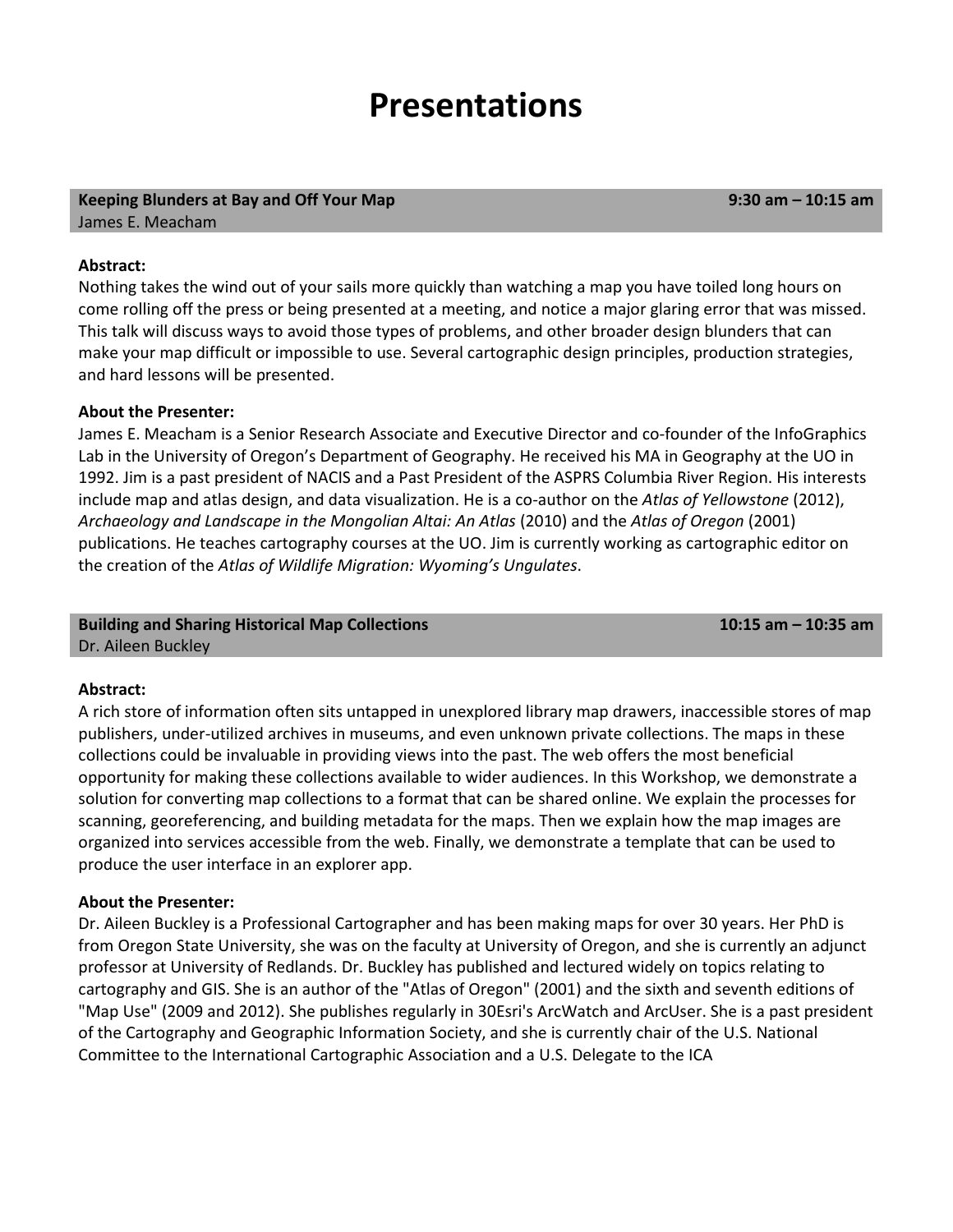# Presentations

**Keeping Blunders at Bay and Off Your Map** **9:30 am – 10:15 am**
James E. Meacham

**Abstract:**
Nothing takes the wind out of your sails more quickly than watching a map you have toiled long hours on come rolling off the press or being presented at a meeting, and notice a major glaring error that was missed. This talk will discuss ways to avoid those types of problems, and other broader design blunders that can make your map difficult or impossible to use. Several cartographic design principles, production strategies, and hard lessons will be presented.

**About the Presenter:**
James E. Meacham is a Senior Research Associate and Executive Director and co-founder of the InfoGraphics Lab in the University of Oregon's Department of Geography. He received his MA in Geography at the UO in 1992. Jim is a past president of NACIS and a Past President of the ASPRS Columbia River Region. His interests include map and atlas design, and data visualization. He is a co-author on the *Atlas of Yellowstone* (2012), *Archaeology and Landscape in the Mongolian Altai: An Atlas* (2010) and the *Atlas of Oregon* (2001) publications. He teaches cartography courses at the UO. Jim is currently working as cartographic editor on the creation of the *Atlas of Wildlife Migration: Wyoming's Ungulates*.

**Building and Sharing Historical Map Collections** **10:15 am – 10:35 am**
Dr. Aileen Buckley

**Abstract:**
A rich store of information often sits untapped in unexplored library map drawers, inaccessible stores of map publishers, under-utilized archives in museums, and even unknown private collections. The maps in these collections could be invaluable in providing views into the past. The web offers the most beneficial opportunity for making these collections available to wider audiences. In this Workshop, we demonstrate a solution for converting map collections to a format that can be shared online. We explain the processes for scanning, georeferencing, and building metadata for the maps. Then we explain how the map images are organized into services accessible from the web. Finally, we demonstrate a template that can be used to produce the user interface in an explorer app.

**About the Presenter:**
Dr. Aileen Buckley is a Professional Cartographer and has been making maps for over 30 years. Her PhD is from Oregon State University, she was on the faculty at University of Oregon, and she is currently an adjunct professor at University of Redlands. Dr. Buckley has published and lectured widely on topics relating to cartography and GIS. She is an author of the "Atlas of Oregon" (2001) and the sixth and seventh editions of "Map Use" (2009 and 2012). She publishes regularly in 30Esri's ArcWatch and ArcUser. She is a past president of the Cartography and Geographic Information Society, and she is currently chair of the U.S. National Committee to the International Cartographic Association and a U.S. Delegate to the ICA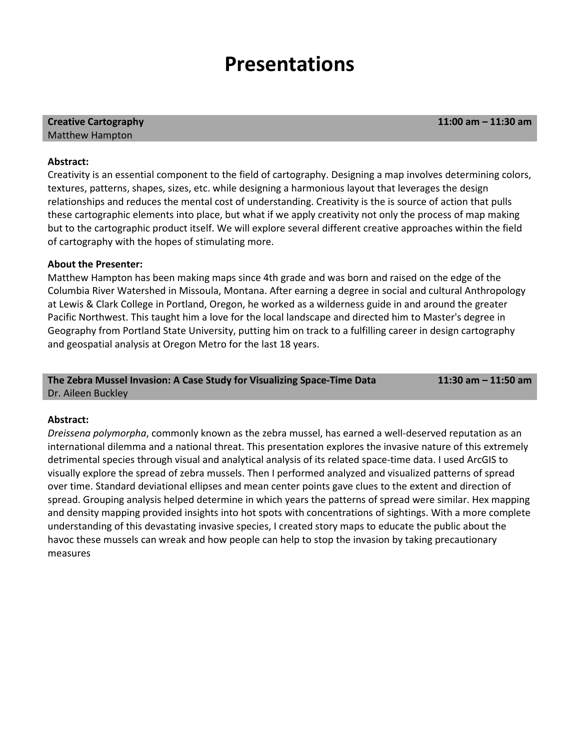# Presentations

**Creative Cartography** **11:00 am – 11:30 am**
Matthew Hampton

**Abstract:**
Creativity is an essential component to the field of cartography. Designing a map involves determining colors, textures, patterns, shapes, sizes, etc. while designing a harmonious layout that leverages the design relationships and reduces the mental cost of understanding. Creativity is the is source of action that pulls these cartographic elements into place, but what if we apply creativity not only the process of map making but to the cartographic product itself. We will explore several different creative approaches within the field of cartography with the hopes of stimulating more.

**About the Presenter:**
Matthew Hampton has been making maps since 4th grade and was born and raised on the edge of the Columbia River Watershed in Missoula, Montana. After earning a degree in social and cultural Anthropology at Lewis & Clark College in Portland, Oregon, he worked as a wilderness guide in and around the greater Pacific Northwest. This taught him a love for the local landscape and directed him to Master's degree in Geography from Portland State University, putting him on track to a fulfilling career in design cartography and geospatial analysis at Oregon Metro for the last 18 years.

**The Zebra Mussel Invasion: A Case Study for Visualizing Space-Time Data** **11:30 am – 11:50 am**
Dr. Aileen Buckley

**Abstract:**
*Dreissena polymorpha*, commonly known as the zebra mussel, has earned a well-deserved reputation as an international dilemma and a national threat. This presentation explores the invasive nature of this extremely detrimental species through visual and analytical analysis of its related space-time data. I used ArcGIS to visually explore the spread of zebra mussels. Then I performed analyzed and visualized patterns of spread over time. Standard deviational ellipses and mean center points gave clues to the extent and direction of spread. Grouping analysis helped determine in which years the patterns of spread were similar. Hex mapping and density mapping provided insights into hot spots with concentrations of sightings. With a more complete understanding of this devastating invasive species, I created story maps to educate the public about the havoc these mussels can wreak and how people can help to stop the invasion by taking precautionary measures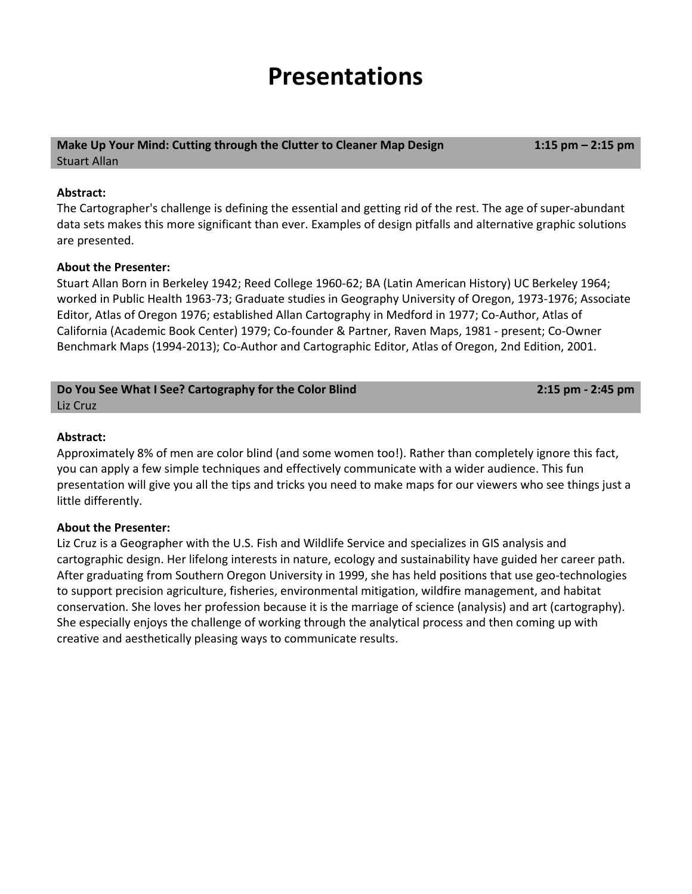# Presentations

**Make Up Your Mind: Cutting through the Clutter to Cleaner Map Design** **1:15 pm – 2:15 pm**
Stuart Allan

**Abstract:**
The Cartographer's challenge is defining the essential and getting rid of the rest. The age of super-abundant data sets makes this more significant than ever. Examples of design pitfalls and alternative graphic solutions are presented.

**About the Presenter:**
Stuart Allan Born in Berkeley 1942; Reed College 1960-62; BA (Latin American History) UC Berkeley 1964; worked in Public Health 1963-73; Graduate studies in Geography University of Oregon, 1973-1976; Associate Editor, Atlas of Oregon 1976; established Allan Cartography in Medford in 1977; Co-Author, Atlas of California (Academic Book Center) 1979; Co-founder & Partner, Raven Maps, 1981 - present; Co-Owner Benchmark Maps (1994-2013); Co-Author and Cartographic Editor, Atlas of Oregon, 2nd Edition, 2001.

**Do You See What I See? Cartography for the Color Blind** **2:15 pm - 2:45 pm**
Liz Cruz

**Abstract:**
Approximately 8% of men are color blind (and some women too!). Rather than completely ignore this fact, you can apply a few simple techniques and effectively communicate with a wider audience. This fun presentation will give you all the tips and tricks you need to make maps for our viewers who see things just a little differently.

**About the Presenter:**
Liz Cruz is a Geographer with the U.S. Fish and Wildlife Service and specializes in GIS analysis and cartographic design. Her lifelong interests in nature, ecology and sustainability have guided her career path. After graduating from Southern Oregon University in 1999, she has held positions that use geo-technologies to support precision agriculture, fisheries, environmental mitigation, wildfire management, and habitat conservation. She loves her profession because it is the marriage of science (analysis) and art (cartography). She especially enjoys the challenge of working through the analytical process and then coming up with creative and aesthetically pleasing ways to communicate results.